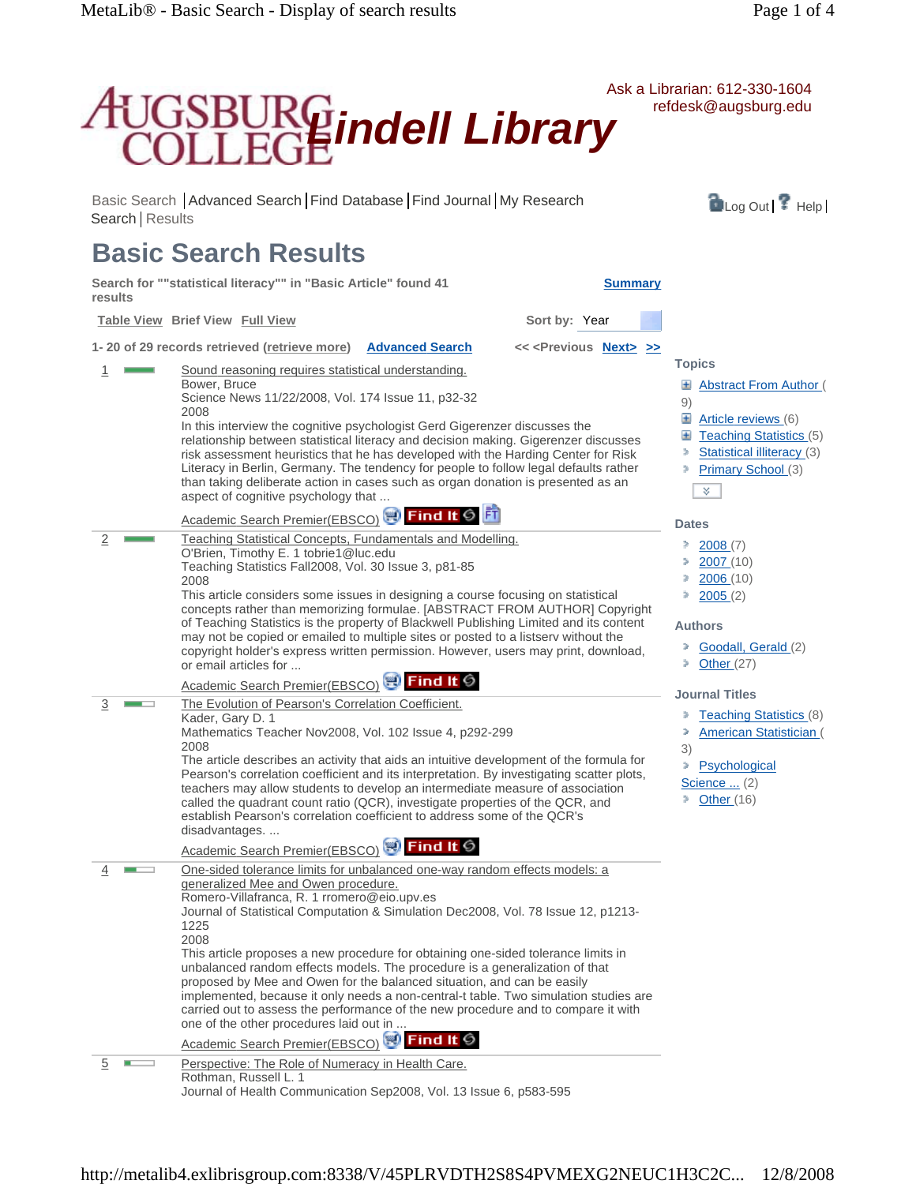Augsburg College Lindell Library

Ask a Librarian: 612-330-1604
refdesk@augsburg.edu

Basic Search | Advanced Search | Find Database | Find Journal | My Research | Search | Results

Log Out | Help |

# Basic Search Results

**Search for ""statistical literacy"" in "Basic Article" found 41 results**

**Summary**

**Table View** **Brief View** **Full View**

**Sort by:** Year

**1- 20 of 29 records retrieved (retrieve more)** **Advanced Search** **<< <Previous Next> >>**

1. Sound reasoning requires statistical understanding.
   Bower, Bruce
   Science News 11/22/2008, Vol. 174 Issue 11, p32-32
   2008
   In this interview the cognitive psychologist Gerd Gigerenzer discusses the relationship between statistical literacy and decision making. Gigerenzer discusses risk assessment heuristics that he has developed with the Harding Center for Risk Literacy in Berlin, Germany. The tendency for people to follow legal defaults rather than taking deliberate action in cases such as organ donation is presented as an aspect of cognitive psychology that ...
   Academic Search Premier(EBSCO) Find It

2. Teaching Statistical Concepts, Fundamentals and Modelling.
   O'Brien, Timothy E. 1 tobrie1@luc.edu
   Teaching Statistics Fall2008, Vol. 30 Issue 3, p81-85
   2008
   This article considers some issues in designing a course focusing on statistical concepts rather than memorizing formulae. [ABSTRACT FROM AUTHOR] Copyright of Teaching Statistics is the property of Blackwell Publishing Limited and its content may not be copied or emailed to multiple sites or posted to a listserv without the copyright holder's express written permission. However, users may print, download, or email articles for ...
   Academic Search Premier(EBSCO) Find It

3. The Evolution of Pearson's Correlation Coefficient.
   Kader, Gary D. 1
   Mathematics Teacher Nov2008, Vol. 102 Issue 4, p292-299
   2008
   The article describes an activity that aids an intuitive development of the formula for Pearson's correlation coefficient and its interpretation. By investigating scatter plots, teachers may allow students to develop an intermediate measure of association called the quadrant count ratio (QCR), investigate properties of the QCR, and establish Pearson's correlation coefficient to address some of the QCR's disadvantages. ...
   Academic Search Premier(EBSCO) Find It

4. One-sided tolerance limits for unbalanced one-way random effects models: a generalized Mee and Owen procedure.
   Romero-Villafranca, R. 1 rromero@eio.upv.es
   Journal of Statistical Computation & Simulation Dec2008, Vol. 78 Issue 12, p1213-1225
   2008
   This article proposes a new procedure for obtaining one-sided tolerance limits in unbalanced random effects models. The procedure is a generalization of that proposed by Mee and Owen for the balanced situation, and can be easily implemented, because it only needs a non-central-t table. Two simulation studies are carried out to assess the performance of the new procedure and to compare it with one of the other procedures laid out in ...
   Academic Search Premier(EBSCO) Find It

5. Perspective: The Role of Numeracy in Health Care.
   Rothman, Russell L. 1
   Journal of Health Communication Sep2008, Vol. 13 Issue 6, p583-595

**Topics**

- Abstract From Author (9)
- Article reviews (6)
- Teaching Statistics (5)
- Statistical illiteracy (3)
- Primary School (3)

**Dates**

- 2008 (7)
- 2007 (10)
- 2006 (10)
- 2005 (2)

**Authors**

- Goodall, Gerald (2)
- Other (27)

**Journal Titles**

- Teaching Statistics (8)
- American Statistician (3)
- Psychological Science ... (2)
- Other (16)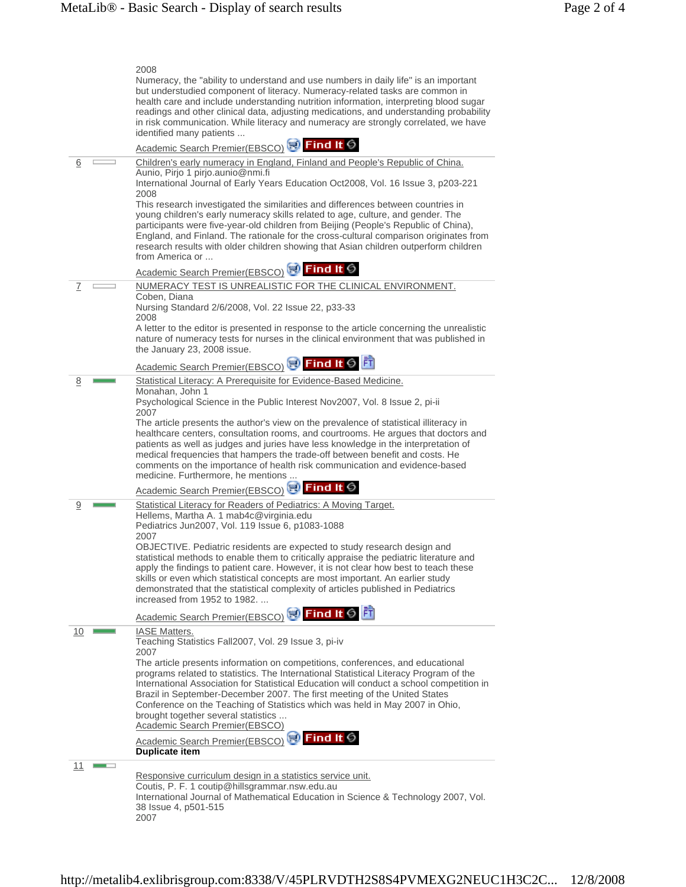2008
Numeracy, the "ability to understand and use numbers in daily life" is an important but understudied component of literacy. Numeracy-related tasks are common in health care and include understanding nutrition information, interpreting blood sugar readings and other clinical data, adjusting medications, and understanding probability in risk communication. While literacy and numeracy are strongly correlated, we have identified many patients ...

Academic Search Premier(EBSCO) Find It

---

6

Children's early numeracy in England, Finland and People's Republic of China.
Aunio, Pirjo 1 pirjo.aunio@nmi.fi
International Journal of Early Years Education Oct2008, Vol. 16 Issue 3, p203-221
2008
This research investigated the similarities and differences between countries in young children's early numeracy skills related to age, culture, and gender. The participants were five-year-old children from Beijing (People's Republic of China), England, and Finland. The rationale for the cross-cultural comparison originates from research results with older children showing that Asian children outperform children from America or ...

Academic Search Premier(EBSCO) Find It

---

7

NUMERACY TEST IS UNREALISTIC FOR THE CLINICAL ENVIRONMENT.
Coben, Diana
Nursing Standard 2/6/2008, Vol. 22 Issue 22, p33-33
2008
A letter to the editor is presented in response to the article concerning the unrealistic nature of numeracy tests for nurses in the clinical environment that was published in the January 23, 2008 issue.

Academic Search Premier(EBSCO) Find It FT

---

8

Statistical Literacy: A Prerequisite for Evidence-Based Medicine.
Monahan, John 1
Psychological Science in the Public Interest Nov2007, Vol. 8 Issue 2, pi-ii
2007
The article presents the author's view on the prevalence of statistical illiteracy in healthcare centers, consultation rooms, and courtrooms. He argues that doctors and patients as well as judges and juries have less knowledge in the interpretation of medical frequencies that hampers the trade-off between benefit and costs. He comments on the importance of health risk communication and evidence-based medicine. Furthermore, he mentions ...

Academic Search Premier(EBSCO) Find It

---

9

Statistical Literacy for Readers of Pediatrics: A Moving Target.
Hellems, Martha A. 1 mab4c@virginia.edu
Pediatrics Jun2007, Vol. 119 Issue 6, p1083-1088
2007
OBJECTIVE. Pediatric residents are expected to study research design and statistical methods to enable them to critically appraise the pediatric literature and apply the findings to patient care. However, it is not clear how best to teach these skills or even which statistical concepts are most important. An earlier study demonstrated that the statistical complexity of articles published in Pediatrics increased from 1952 to 1982. ...

Academic Search Premier(EBSCO) Find It FT

---

10

IASE Matters.
Teaching Statistics Fall2007, Vol. 29 Issue 3, pi-iv
2007
The article presents information on competitions, conferences, and educational programs related to statistics. The International Statistical Literacy Program of the International Association for Statistical Education will conduct a school competition in Brazil in September-December 2007. The first meeting of the United States Conference on the Teaching of Statistics which was held in May 2007 in Ohio, brought together several statistics ...
Academic Search Premier(EBSCO)

Academic Search Premier(EBSCO) Find It
**Duplicate item**

---

11

Responsive curriculum design in a statistics service unit.
Coutis, P. F. 1 coutip@hillsgrammar.nsw.edu.au
International Journal of Mathematical Education in Science & Technology 2007, Vol. 38 Issue 4, p501-515
2007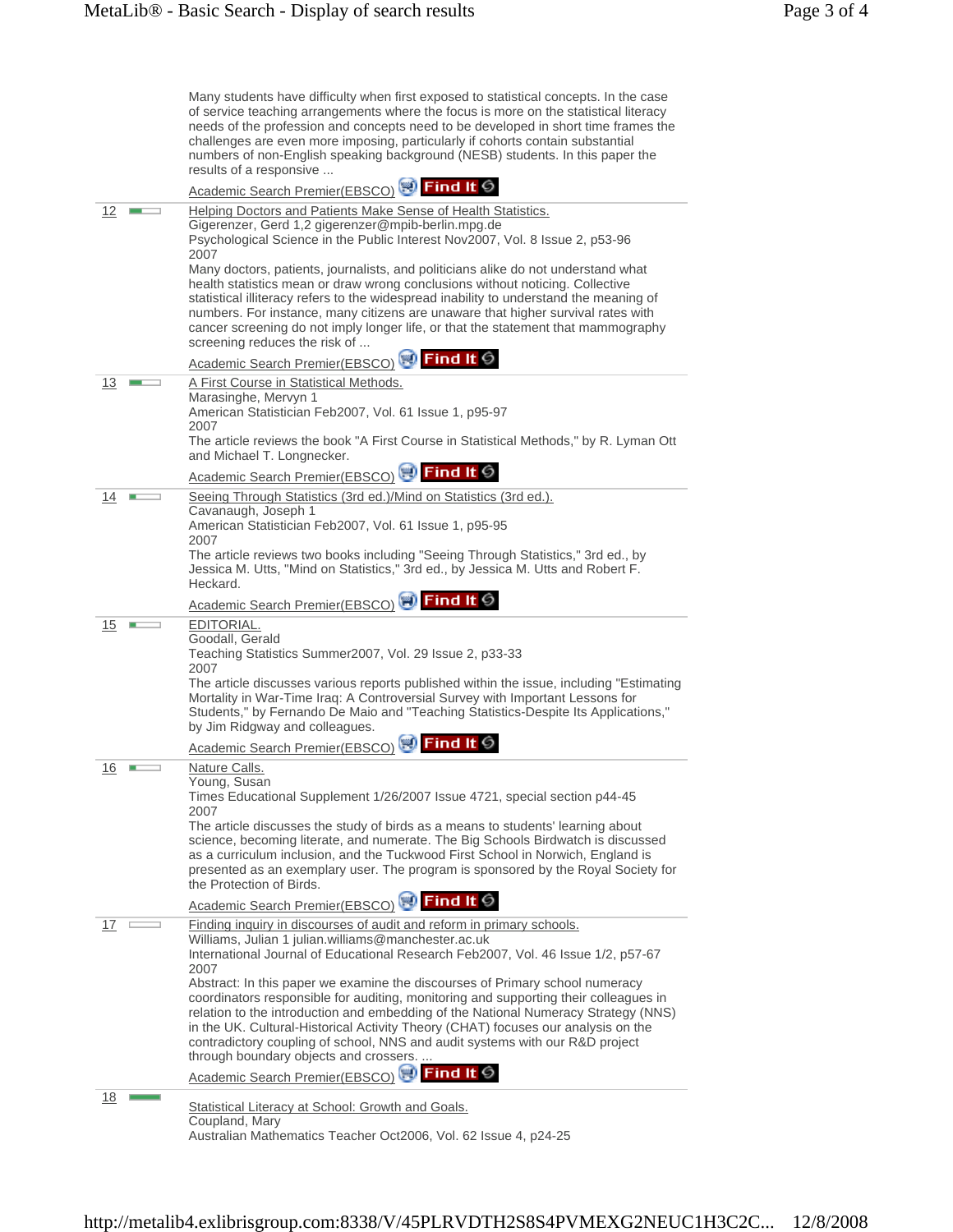Many students have difficulty when first exposed to statistical concepts. In the case of service teaching arrangements where the focus is more on the statistical literacy needs of the profession and concepts need to be developed in short time frames the challenges are even more imposing, particularly if cohorts contain substantial numbers of non-English speaking background (NESB) students. In this paper the results of a responsive ...

Academic Search Premier(EBSCO) Find It

---

**12** Helping Doctors and Patients Make Sense of Health Statistics.
Gigerenzer, Gerd 1,2 gigerenzer@mpib-berlin.mpg.de
Psychological Science in the Public Interest Nov2007, Vol. 8 Issue 2, p53-96
2007
Many doctors, patients, journalists, and politicians alike do not understand what health statistics mean or draw wrong conclusions without noticing. Collective statistical illiteracy refers to the widespread inability to understand the meaning of numbers. For instance, many citizens are unaware that higher survival rates with cancer screening do not imply longer life, or that the statement that mammography screening reduces the risk of ...

Academic Search Premier(EBSCO) Find It

---

**13** A First Course in Statistical Methods.
Marasinghe, Mervyn 1
American Statistician Feb2007, Vol. 61 Issue 1, p95-97
2007
The article reviews the book "A First Course in Statistical Methods," by R. Lyman Ott and Michael T. Longnecker.

Academic Search Premier(EBSCO) Find It

---

**14** Seeing Through Statistics (3rd ed.)/Mind on Statistics (3rd ed.).
Cavanaugh, Joseph 1
American Statistician Feb2007, Vol. 61 Issue 1, p95-95
2007
The article reviews two books including "Seeing Through Statistics," 3rd ed., by Jessica M. Utts, "Mind on Statistics," 3rd ed., by Jessica M. Utts and Robert F. Heckard.

Academic Search Premier(EBSCO) Find It

---

**15** EDITORIAL.
Goodall, Gerald
Teaching Statistics Summer2007, Vol. 29 Issue 2, p33-33
2007
The article discusses various reports published within the issue, including "Estimating Mortality in War-Time Iraq: A Controversial Survey with Important Lessons for Students," by Fernando De Maio and "Teaching Statistics-Despite Its Applications," by Jim Ridgway and colleagues.

Academic Search Premier(EBSCO) Find It

---

**16** Nature Calls.
Young, Susan
Times Educational Supplement 1/26/2007 Issue 4721, special section p44-45
2007
The article discusses the study of birds as a means to students' learning about science, becoming literate, and numerate. The Big Schools Birdwatch is discussed as a curriculum inclusion, and the Tuckwood First School in Norwich, England is presented as an exemplary user. The program is sponsored by the Royal Society for the Protection of Birds.

Academic Search Premier(EBSCO) Find It

---

**17** Finding inquiry in discourses of audit and reform in primary schools.
Williams, Julian 1 julian.williams@manchester.ac.uk
International Journal of Educational Research Feb2007, Vol. 46 Issue 1/2, p57-67
2007
Abstract: In this paper we examine the discourses of Primary school numeracy coordinators responsible for auditing, monitoring and supporting their colleagues in relation to the introduction and embedding of the National Numeracy Strategy (NNS) in the UK. Cultural-Historical Activity Theory (CHAT) focuses our analysis on the contradictory coupling of school, NNS and audit systems with our R&D project through boundary objects and crossers. ...

Academic Search Premier(EBSCO) Find It

---

**18** Statistical Literacy at School: Growth and Goals.
Coupland, Mary
Australian Mathematics Teacher Oct2006, Vol. 62 Issue 4, p24-25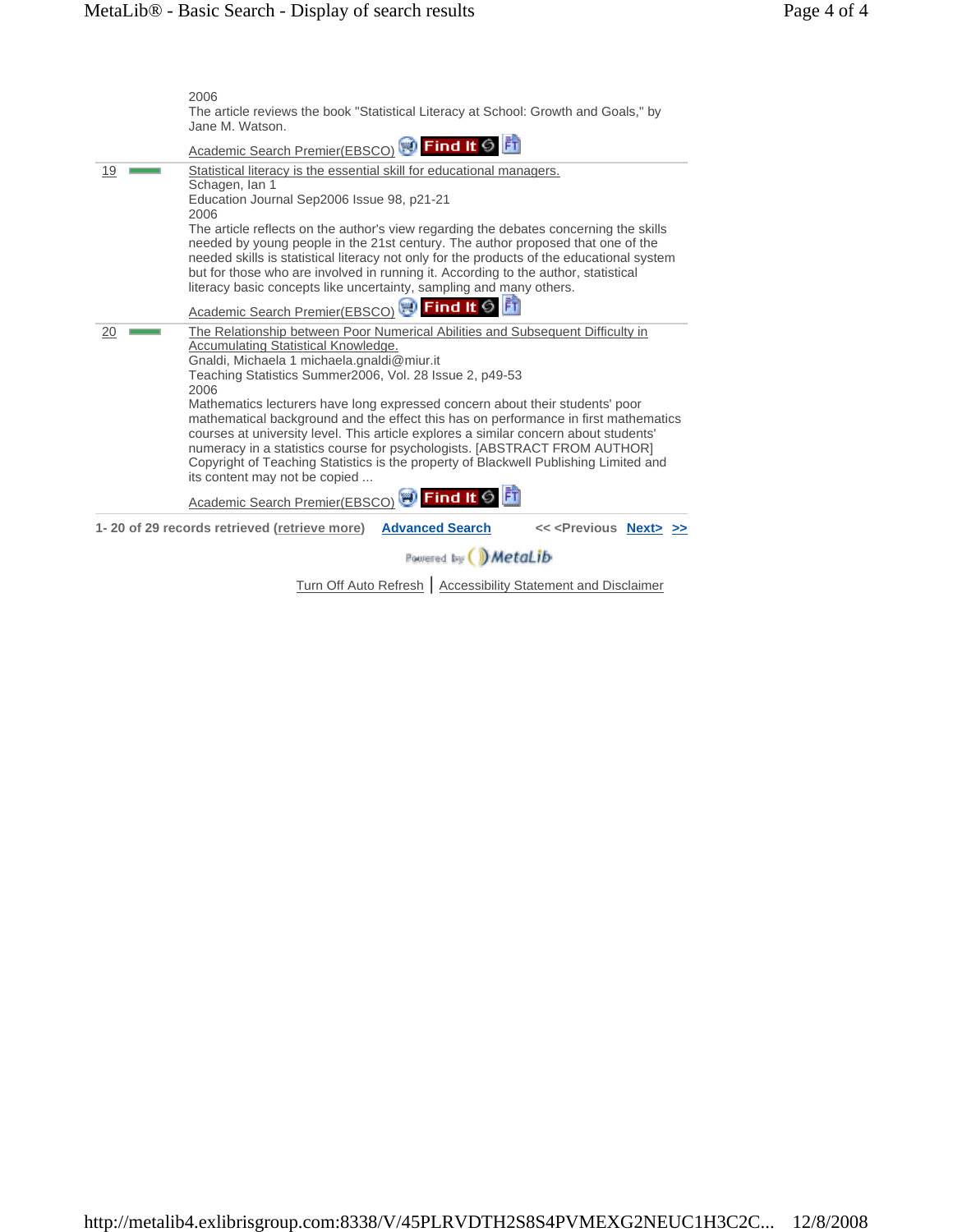2006
The article reviews the book "Statistical Literacy at School: Growth and Goals," by Jane M. Watson.

Academic Search Premier(EBSCO) Find It

---

19

Statistical literacy is the essential skill for educational managers.
Schagen, Ian 1
Education Journal Sep2006 Issue 98, p21-21
2006
The article reflects on the author's view regarding the debates concerning the skills needed by young people in the 21st century. The author proposed that one of the needed skills is statistical literacy not only for the products of the educational system but for those who are involved in running it. According to the author, statistical literacy basic concepts like uncertainty, sampling and many others.

Academic Search Premier(EBSCO) Find It

---

20

The Relationship between Poor Numerical Abilities and Subsequent Difficulty in Accumulating Statistical Knowledge.
Gnaldi, Michaela 1 michaela.gnaldi@miur.it
Teaching Statistics Summer2006, Vol. 28 Issue 2, p49-53
2006
Mathematics lecturers have long expressed concern about their students' poor mathematical background and the effect this has on performance in first mathematics courses at university level. This article explores a similar concern about students' numeracy in a statistics course for psychologists. [ABSTRACT FROM AUTHOR] Copyright of Teaching Statistics is the property of Blackwell Publishing Limited and its content may not be copied ...

Academic Search Premier(EBSCO) Find It

---

**1- 20 of 29 records retrieved (retrieve more)** **Advanced Search** **<< <Previous Next> >>**

Powered by MetaLib

Turn Off Auto Refresh | Accessibility Statement and Disclaimer